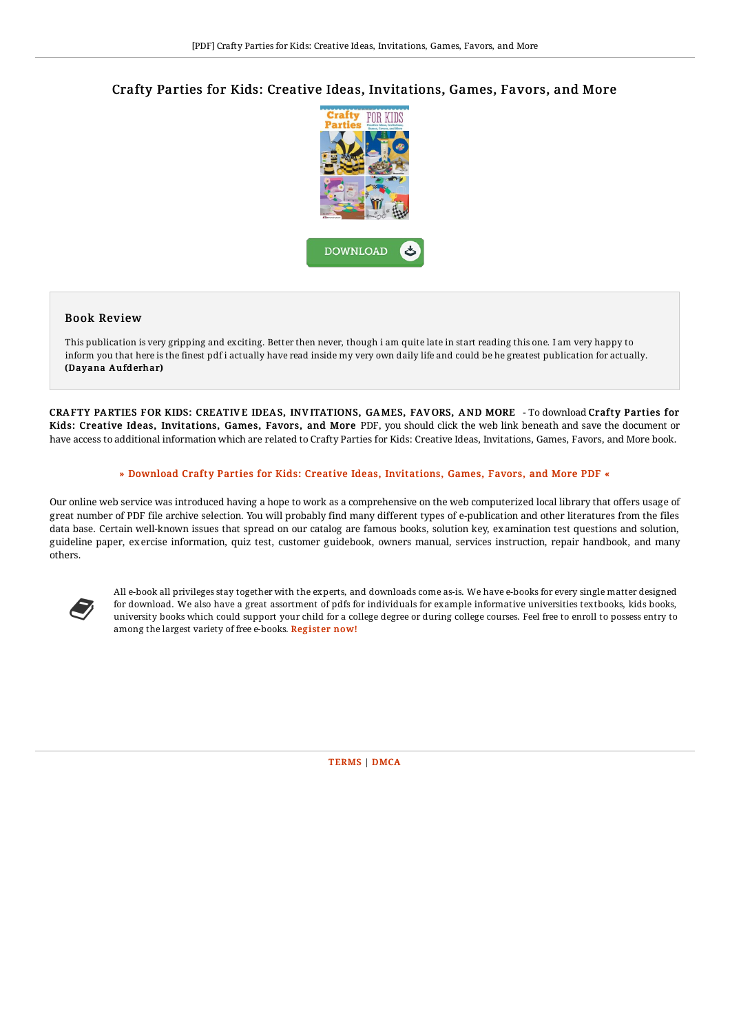# Crafty Parties for Kids: Creative Ideas, Invitations, Games, Favors, and More

DOWNLOAD

## Book Review

This publication is very gripping and exciting. Better then never, though i am quite late in start reading this one. I am very happy to inform you that here is the finest pdf i actually have read inside my very own daily life and could be he greatest publication for actually.
**(Dayana Aufderhar)**

**CRAFTY PARTIES FOR KIDS: CREATIVE IDEAS, INVITATIONS, GAMES, FAVORS, AND MORE** - To download **Crafty Parties for Kids: Creative Ideas, Invitations, Games, Favors, and More** PDF, you should click the web link beneath and save the document or have access to additional information which are related to Crafty Parties for Kids: Creative Ideas, Invitations, Games, Favors, and More book.

» Download Crafty Parties for Kids: Creative Ideas, Invitations, Games, Favors, and More PDF «

Our online web service was introduced having a hope to work as a comprehensive on the web computerized local library that offers usage of great number of PDF file archive selection. You will probably find many different types of e-publication and other literatures from the files data base. Certain well-known issues that spread on our catalog are famous books, solution key, examination test questions and solution, guideline paper, exercise information, quiz test, customer guidebook, owners manual, services instruction, repair handbook, and many others.

All e-book all privileges stay together with the experts, and downloads come as-is. We have e-books for every single matter designed for download. We also have a great assortment of pdfs for individuals for example informative universities textbooks, kids books, university books which could support your child for a college degree or during college courses. Feel free to enroll to possess entry to among the largest variety of free e-books. Register now!

TERMS | DMCA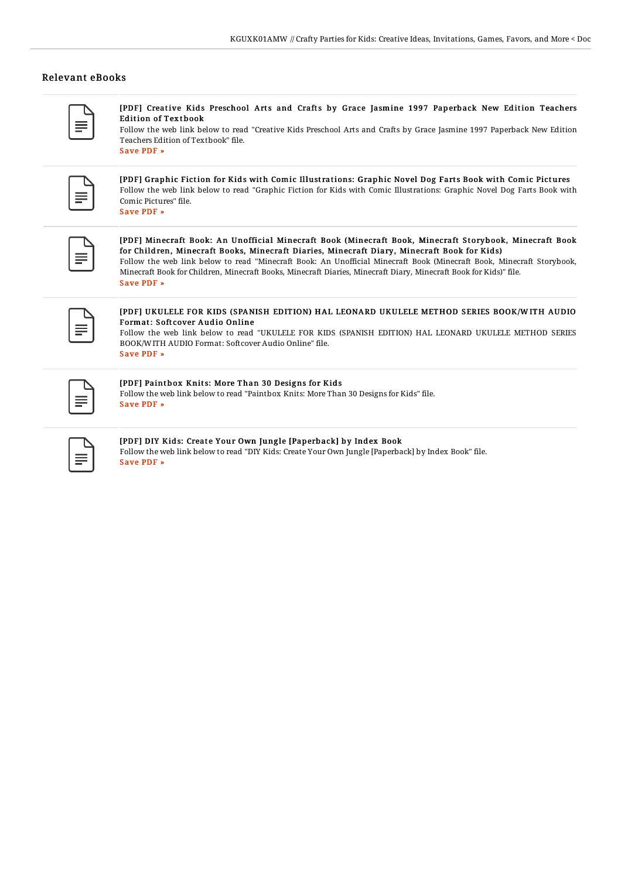## Relevant eBooks

**[PDF] Creative Kids Preschool Arts and Crafts by Grace Jasmine 1997 Paperback New Edition Teachers Edition of Textbook**

Follow the web link below to read "Creative Kids Preschool Arts and Crafts by Grace Jasmine 1997 Paperback New Edition Teachers Edition of Textbook" file.

Save PDF »

**[PDF] Graphic Fiction for Kids with Comic Illustrations: Graphic Novel Dog Farts Book with Comic Pictures**

Follow the web link below to read "Graphic Fiction for Kids with Comic Illustrations: Graphic Novel Dog Farts Book with Comic Pictures" file.

Save PDF »

**[PDF] Minecraft Book: An Unofficial Minecraft Book (Minecraft Book, Minecraft Storybook, Minecraft Book for Children, Minecraft Books, Minecraft Diaries, Minecraft Diary, Minecraft Book for Kids)**

Follow the web link below to read "Minecraft Book: An Unofficial Minecraft Book (Minecraft Book, Minecraft Storybook, Minecraft Book for Children, Minecraft Books, Minecraft Diaries, Minecraft Diary, Minecraft Book for Kids)" file.

Save PDF »

**[PDF] UKULELE FOR KIDS (SPANISH EDITION) HAL LEONARD UKULELE METHOD SERIES BOOK/WITH AUDIO Format: Softcover Audio Online**

Follow the web link below to read "UKULELE FOR KIDS (SPANISH EDITION) HAL LEONARD UKULELE METHOD SERIES BOOK/WITH AUDIO Format: Softcover Audio Online" file.

Save PDF »

**[PDF] Paintbox Knits: More Than 30 Designs for Kids**

Follow the web link below to read "Paintbox Knits: More Than 30 Designs for Kids" file.

Save PDF »

**[PDF] DIY Kids: Create Your Own Jungle [Paperback] by Index Book**

Follow the web link below to read "DIY Kids: Create Your Own Jungle [Paperback] by Index Book" file.

Save PDF »